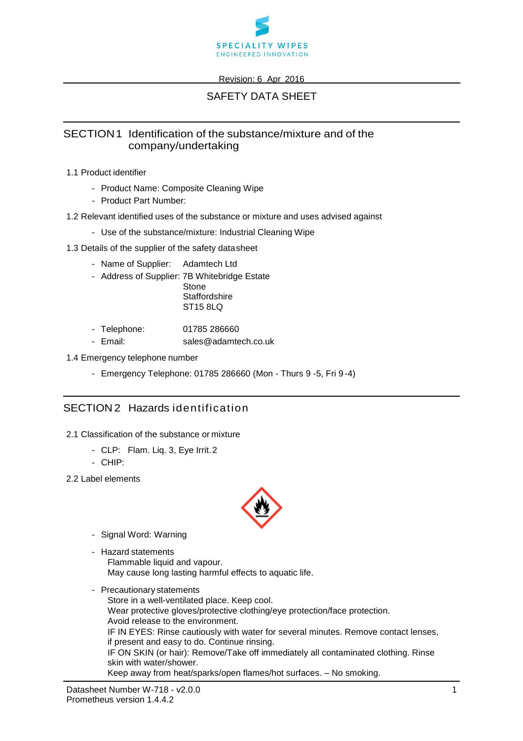SPECIALITY WIPES
ENGINEERED INNOVATION

Revision: 6 Apr 2016

# SAFETY DATA SHEET

## SECTION 1 Identification of the substance/mixture and of the company/undertaking

1.1 Product identifier

- Product Name: Composite Cleaning Wipe
- Product Part Number:

1.2 Relevant identified uses of the substance or mixture and uses advised against

- Use of the substance/mixture: Industrial Cleaning Wipe

1.3 Details of the supplier of the safety datasheet

- Name of Supplier: Adamtech Ltd
- Address of Supplier: 7B Whitebridge Estate
  Stone
  Staffordshire
  ST15 8LQ

- Telephone: 01785 286660
- Email: sales@adamtech.co.uk

1.4 Emergency telephone number

- Emergency Telephone: 01785 286660 (Mon - Thurs 9 -5, Fri 9 -4)

## SECTION 2 Hazards identification

2.1 Classification of the substance or mixture

- CLP: Flam. Liq. 3, Eye Irrit. 2
- CHIP:

2.2 Label elements

- Signal Word: Warning

- Hazard statements
  Flammable liquid and vapour.
  May cause long lasting harmful effects to aquatic life.

- Precautionary statements
  Store in a well-ventilated place. Keep cool.
  Wear protective gloves/protective clothing/eye protection/face protection.
  Avoid release to the environment.
  IF IN EYES: Rinse cautiously with water for several minutes. Remove contact lenses, if present and easy to do. Continue rinsing.
  IF ON SKIN (or hair): Remove/Take off immediately all contaminated clothing. Rinse skin with water/shower.
  Keep away from heat/sparks/open flames/hot surfaces. – No smoking.

Datasheet Number W-718 - v2.0.0
Prometheus version 1.4.4.2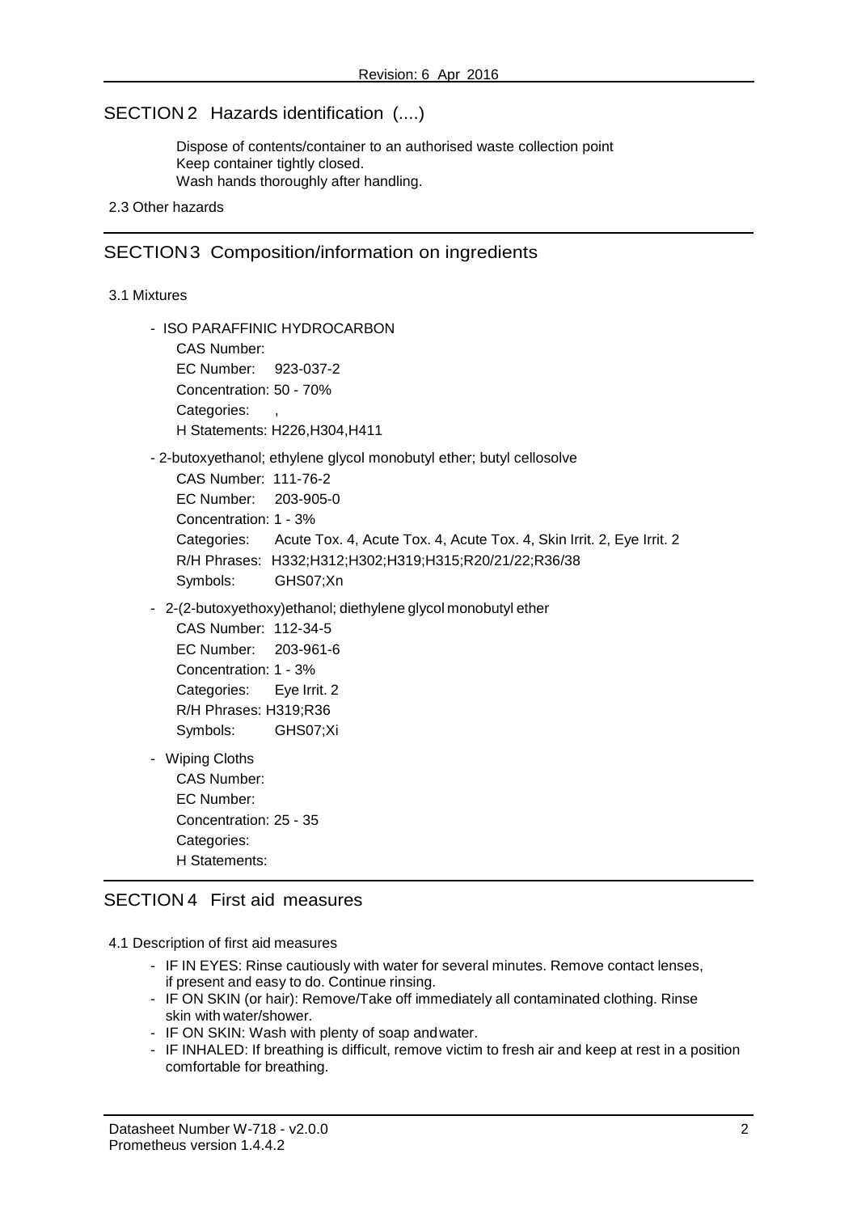## SECTION 2 Hazards identification (....)

Dispose of contents/container to an authorised waste collection point
Keep container tightly closed.
Wash hands thoroughly after handling.

2.3 Other hazards

## SECTION 3 Composition/information on ingredients

3.1 Mixtures

- ISO PARAFFINIC HYDROCARBON
  CAS Number:
  EC Number: 923-037-2
  Concentration: 50 - 70%
  Categories: ,
  H Statements: H226,H304,H411

- 2-butoxyethanol; ethylene glycol monobutyl ether; butyl cellosolve
  CAS Number: 111-76-2
  EC Number: 203-905-0
  Concentration: 1 - 3%
  Categories: Acute Tox. 4, Acute Tox. 4, Acute Tox. 4, Skin Irrit. 2, Eye Irrit. 2
  R/H Phrases: H332;H312;H302;H319;H315;R20/21/22;R36/38
  Symbols: GHS07;Xn

- 2-(2-butoxyethoxy)ethanol; diethylene glycol monobutyl ether
  CAS Number: 112-34-5
  EC Number: 203-961-6
  Concentration: 1 - 3%
  Categories: Eye Irrit. 2
  R/H Phrases: H319;R36
  Symbols: GHS07;Xi

- Wiping Cloths
  CAS Number:
  EC Number:
  Concentration: 25 - 35
  Categories:
  H Statements:

## SECTION 4 First aid measures

4.1 Description of first aid measures

- IF IN EYES: Rinse cautiously with water for several minutes. Remove contact lenses, if present and easy to do. Continue rinsing.
- IF ON SKIN (or hair): Remove/Take off immediately all contaminated clothing. Rinse skin with water/shower.
- IF ON SKIN: Wash with plenty of soap and water.
- IF INHALED: If breathing is difficult, remove victim to fresh air and keep at rest in a position comfortable for breathing.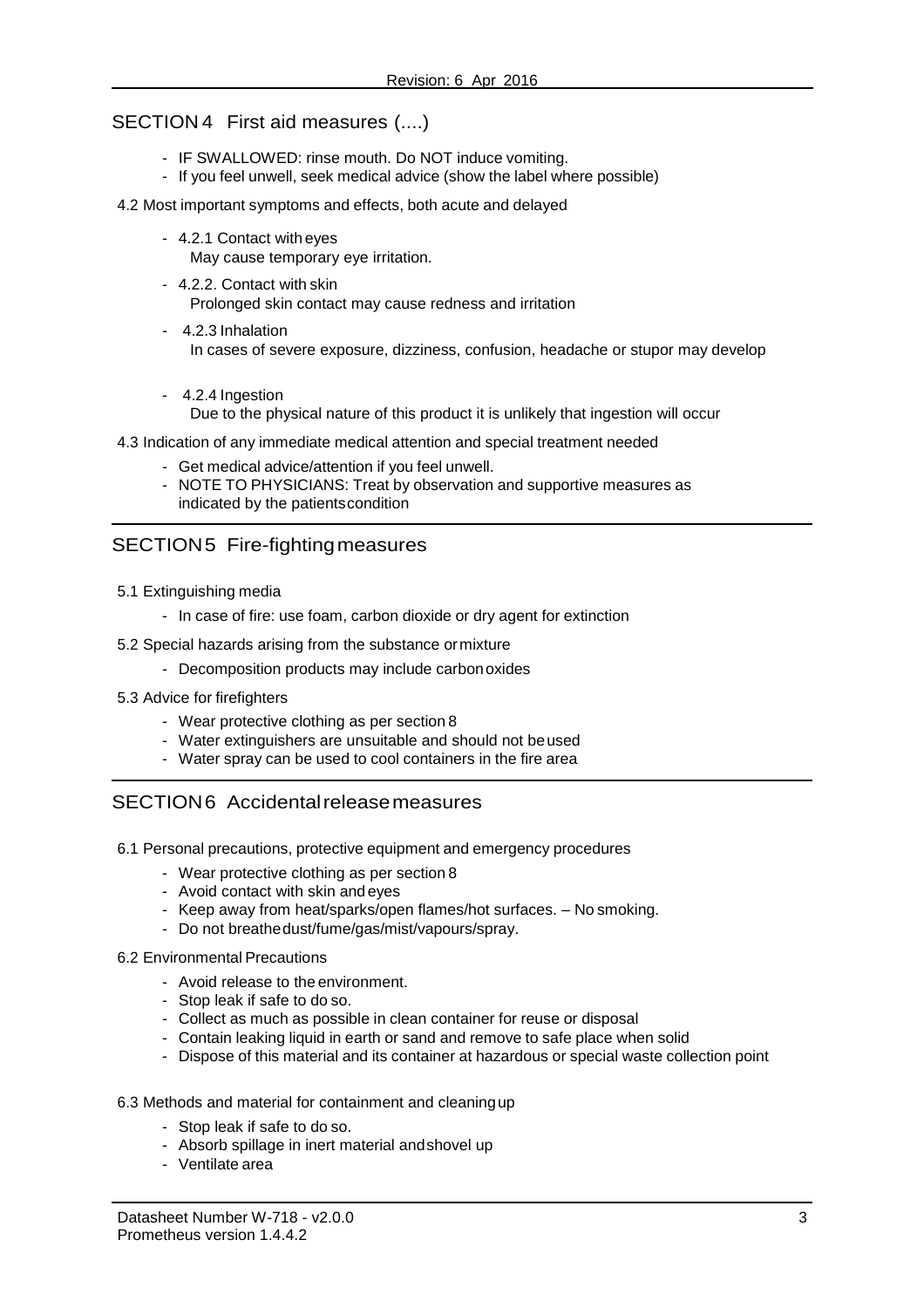## SECTION 4 First aid measures (....)

- IF SWALLOWED: rinse mouth. Do NOT induce vomiting.
- If you feel unwell, seek medical advice (show the label where possible)

4.2 Most important symptoms and effects, both acute and delayed

- 4.2.1 Contact with eyes
  May cause temporary eye irritation.
- 4.2.2. Contact with skin
  Prolonged skin contact may cause redness and irritation
- 4.2.3 Inhalation
  In cases of severe exposure, dizziness, confusion, headache or stupor may develop
- 4.2.4 Ingestion
  Due to the physical nature of this product it is unlikely that ingestion will occur

4.3 Indication of any immediate medical attention and special treatment needed

- Get medical advice/attention if you feel unwell.
- NOTE TO PHYSICIANS: Treat by observation and supportive measures as indicated by the patients condition

## SECTION 5 Fire-fighting measures

5.1 Extinguishing media

- In case of fire: use foam, carbon dioxide or dry agent for extinction

5.2 Special hazards arising from the substance or mixture

- Decomposition products may include carbon oxides

5.3 Advice for firefighters

- Wear protective clothing as per section 8
- Water extinguishers are unsuitable and should not be used
- Water spray can be used to cool containers in the fire area

## SECTION 6 Accidental release measures

6.1 Personal precautions, protective equipment and emergency procedures

- Wear protective clothing as per section 8
- Avoid contact with skin and eyes
- Keep away from heat/sparks/open flames/hot surfaces. – No smoking.
- Do not breathe dust/fume/gas/mist/vapours/spray.

6.2 Environmental Precautions

- Avoid release to the environment.
- Stop leak if safe to do so.
- Collect as much as possible in clean container for reuse or disposal
- Contain leaking liquid in earth or sand and remove to safe place when solid
- Dispose of this material and its container at hazardous or special waste collection point

6.3 Methods and material for containment and cleaning up

- Stop leak if safe to do so.
- Absorb spillage in inert material and shovel up
- Ventilate area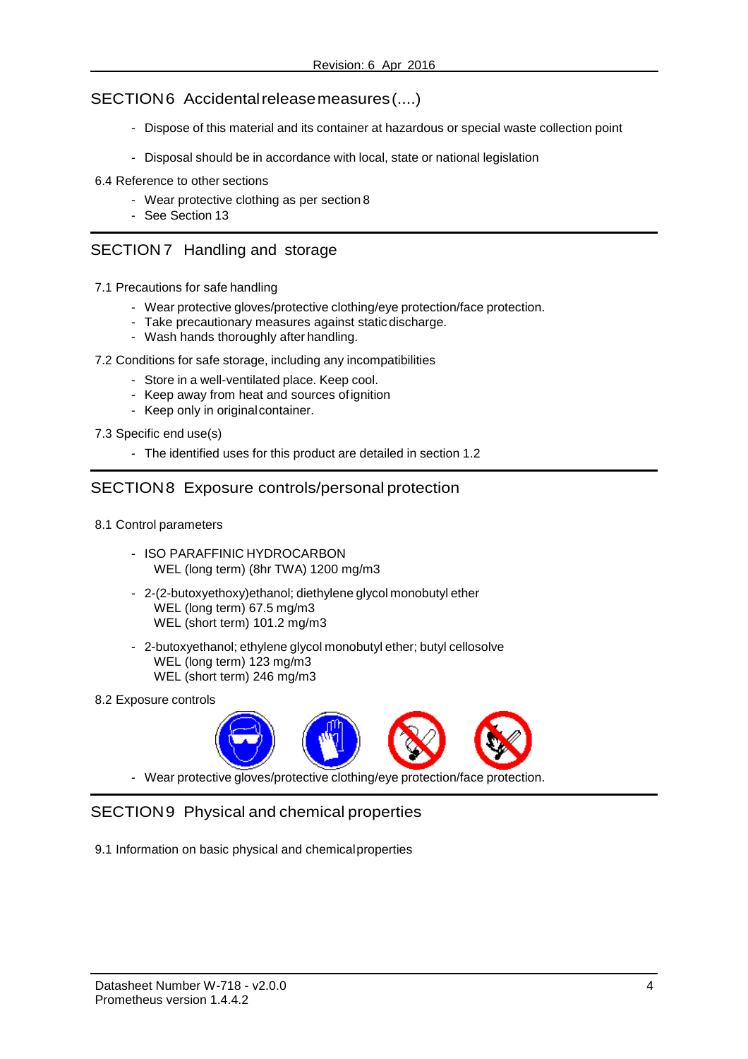## SECTION 6 Accidental release measures (....)

- Dispose of this material and its container at hazardous or special waste collection point
- Disposal should be in accordance with local, state or national legislation

6.4 Reference to other sections

- Wear protective clothing as per section 8
- See Section 13

## SECTION 7 Handling and storage

7.1 Precautions for safe handling

- Wear protective gloves/protective clothing/eye protection/face protection.
- Take precautionary measures against static discharge.
- Wash hands thoroughly after handling.

7.2 Conditions for safe storage, including any incompatibilities

- Store in a well-ventilated place. Keep cool.
- Keep away from heat and sources of ignition
- Keep only in original container.

7.3 Specific end use(s)

- The identified uses for this product are detailed in section 1.2

## SECTION 8 Exposure controls/personal protection

8.1 Control parameters

- ISO PARAFFINIC HYDROCARBON
  WEL (long term) (8hr TWA) 1200 mg/m3
- 2-(2-butoxyethoxy)ethanol; diethylene glycol monobutyl ether
  WEL (long term) 67.5 mg/m3
  WEL (short term) 101.2 mg/m3
- 2-butoxyethanol; ethylene glycol monobutyl ether; butyl cellosolve
  WEL (long term) 123 mg/m3
  WEL (short term) 246 mg/m3

8.2 Exposure controls

- Wear protective gloves/protective clothing/eye protection/face protection.

## SECTION 9 Physical and chemical properties

9.1 Information on basic physical and chemical properties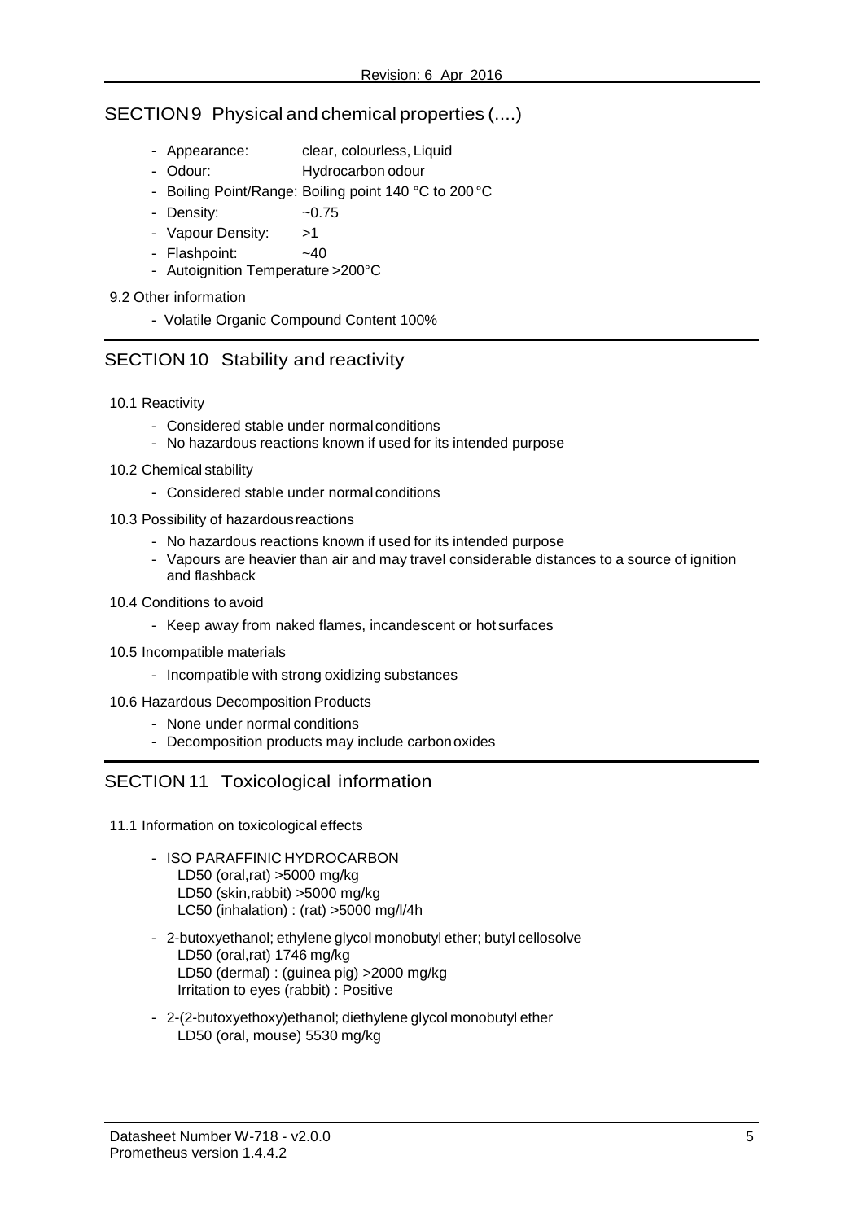## SECTION 9 Physical and chemical properties (....)

- Appearance: clear, colourless, Liquid
- Odour: Hydrocarbon odour
- Boiling Point/Range: Boiling point 140 °C to 200 °C
- Density: ~0.75
- Vapour Density: >1
- Flashpoint: ~40
- Autoignition Temperature >200°C

9.2 Other information

- Volatile Organic Compound Content 100%

## SECTION 10 Stability and reactivity

10.1 Reactivity

- Considered stable under normal conditions
- No hazardous reactions known if used for its intended purpose

10.2 Chemical stability

- Considered stable under normal conditions

10.3 Possibility of hazardous reactions

- No hazardous reactions known if used for its intended purpose
- Vapours are heavier than air and may travel considerable distances to a source of ignition and flashback

10.4 Conditions to avoid

- Keep away from naked flames, incandescent or hot surfaces

10.5 Incompatible materials

- Incompatible with strong oxidizing substances

10.6 Hazardous Decomposition Products

- None under normal conditions
- Decomposition products may include carbon oxides

## SECTION 11 Toxicological information

11.1 Information on toxicological effects

- ISO PARAFFINIC HYDROCARBON  
  LD50 (oral,rat) >5000 mg/kg  
  LD50 (skin,rabbit) >5000 mg/kg  
  LC50 (inhalation) : (rat) >5000 mg/l/4h
- 2-butoxyethanol; ethylene glycol monobutyl ether; butyl cellosolve  
  LD50 (oral,rat) 1746 mg/kg  
  LD50 (dermal) : (guinea pig) >2000 mg/kg  
  Irritation to eyes (rabbit) : Positive
- 2-(2-butoxyethoxy)ethanol; diethylene glycol monobutyl ether  
  LD50 (oral, mouse) 5530 mg/kg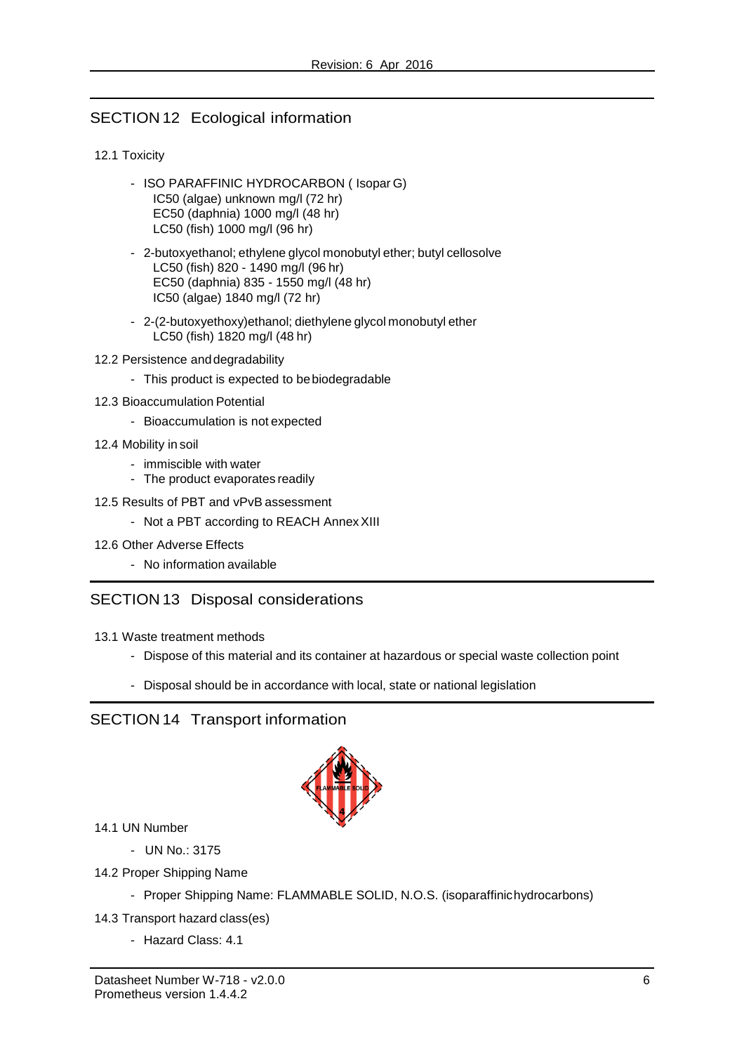## SECTION 12 Ecological information

12.1 Toxicity

- ISO PARAFFINIC HYDROCARBON ( Isopar G)
  IC50 (algae) unknown mg/l (72 hr)
  EC50 (daphnia) 1000 mg/l (48 hr)
  LC50 (fish) 1000 mg/l (96 hr)
- 2-butoxyethanol; ethylene glycol monobutyl ether; butyl cellosolve
  LC50 (fish) 820 - 1490 mg/l (96 hr)
  EC50 (daphnia) 835 - 1550 mg/l (48 hr)
  IC50 (algae) 1840 mg/l (72 hr)
- 2-(2-butoxyethoxy)ethanol; diethylene glycol monobutyl ether
  LC50 (fish) 1820 mg/l (48 hr)

12.2 Persistence and degradability

- This product is expected to be biodegradable

12.3 Bioaccumulation Potential

- Bioaccumulation is not expected

12.4 Mobility in soil

- immiscible with water
- The product evaporates readily

12.5 Results of PBT and vPvB assessment

- Not a PBT according to REACH Annex XIII

12.6 Other Adverse Effects

- No information available

## SECTION 13 Disposal considerations

13.1 Waste treatment methods

- Dispose of this material and its container at hazardous or special waste collection point
- Disposal should be in accordance with local, state or national legislation

## SECTION 14 Transport information

14.1 UN Number

- UN No.: 3175

14.2 Proper Shipping Name

- Proper Shipping Name: FLAMMABLE SOLID, N.O.S. (isoparaffinic hydrocarbons)

14.3 Transport hazard class(es)

- Hazard Class: 4.1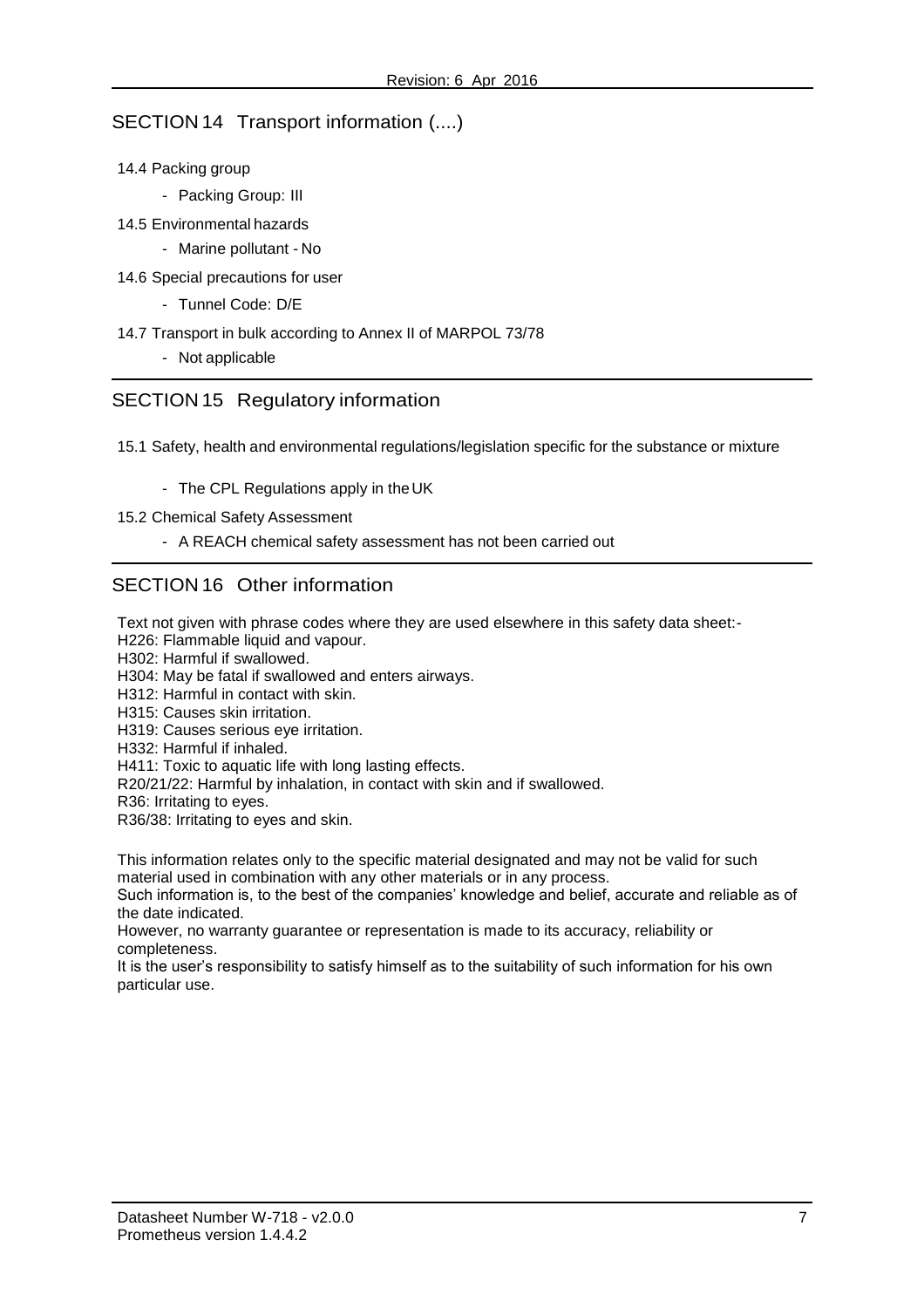## SECTION 14 Transport information (....)

14.4 Packing group

- Packing Group: III

14.5 Environmental hazards

- Marine pollutant - No

14.6 Special precautions for user

- Tunnel Code: D/E

14.7 Transport in bulk according to Annex II of MARPOL 73/78

- Not applicable

## SECTION 15 Regulatory information

15.1 Safety, health and environmental regulations/legislation specific for the substance or mixture

- The CPL Regulations apply in the UK

15.2 Chemical Safety Assessment

- A REACH chemical safety assessment has not been carried out

## SECTION 16 Other information

Text not given with phrase codes where they are used elsewhere in this safety data sheet:-
H226: Flammable liquid and vapour.
H302: Harmful if swallowed.
H304: May be fatal if swallowed and enters airways.
H312: Harmful in contact with skin.
H315: Causes skin irritation.
H319: Causes serious eye irritation.
H332: Harmful if inhaled.
H411: Toxic to aquatic life with long lasting effects.
R20/21/22: Harmful by inhalation, in contact with skin and if swallowed.
R36: Irritating to eyes.
R36/38: Irritating to eyes and skin.

This information relates only to the specific material designated and may not be valid for such material used in combination with any other materials or in any process.
Such information is, to the best of the companies' knowledge and belief, accurate and reliable as of the date indicated.
However, no warranty guarantee or representation is made to its accuracy, reliability or completeness.
It is the user's responsibility to satisfy himself as to the suitability of such information for his own particular use.